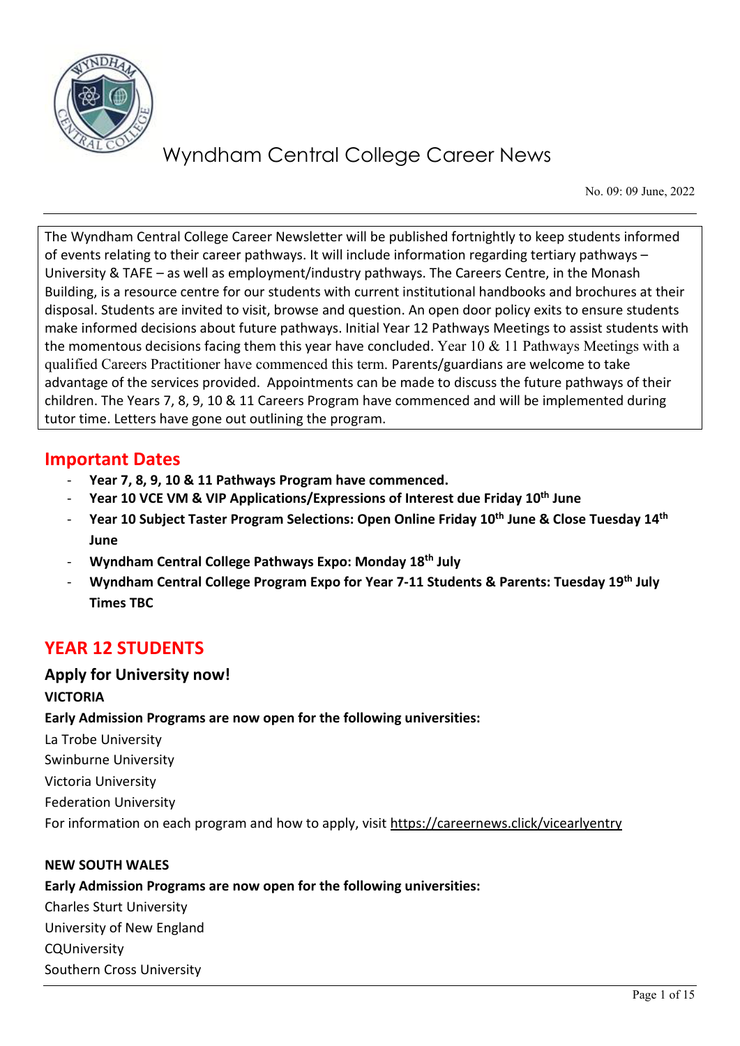# Wyndham Central College Career News

No. 09: 09 June, 2022

The Wyndham Central College Career Newsletter will be published fortnightly to keep students informed of events relating to their career pathways. It will include information regarding tertiary pathways – University & TAFE – as well as employment/industry pathways. The Careers Centre, in the Monash Building, is a resource centre for our students with current institutional handbooks and brochures at their disposal. Students are invited to visit, browse and question. An open door policy exits to ensure students make informed decisions about future pathways. Initial Year 12 Pathways Meetings to assist students with the momentous decisions facing them this year have concluded. Year 10 & 11 Pathways Meetings with a qualified Careers Practitioner have commenced this term. Parents/guardians are welcome to take advantage of the services provided. Appointments can be made to discuss the future pathways of their children. The Years 7, 8, 9, 10 & 11 Careers Program have commenced and will be implemented during tutor time. Letters have gone out outlining the program.

## Important Dates

- **Year 7, 8, 9, 10 & 11 Pathways Program have commenced.**
- **Year 10 VCE VM & VIP Applications/Expressions of Interest due Friday 10th June**
- **Year 10 Subject Taster Program Selections: Open Online Friday 10th June & Close Tuesday 14th June**
- **Wyndham Central College Pathways Expo: Monday 18th July**
- **Wyndham Central College Program Expo for Year 7-11 Students & Parents: Tuesday 19th July Times TBC**

## YEAR 12 STUDENTS

### Apply for University now!

**VICTORIA**

**Early Admission Programs are now open for the following universities:**

La Trobe University

Swinburne University

Victoria University

Federation University

For information on each program and how to apply, visit https://careernews.click/vicearlyentry

**NEW SOUTH WALES**

**Early Admission Programs are now open for the following universities:**

Charles Sturt University

University of New England

CQUniversity

Southern Cross University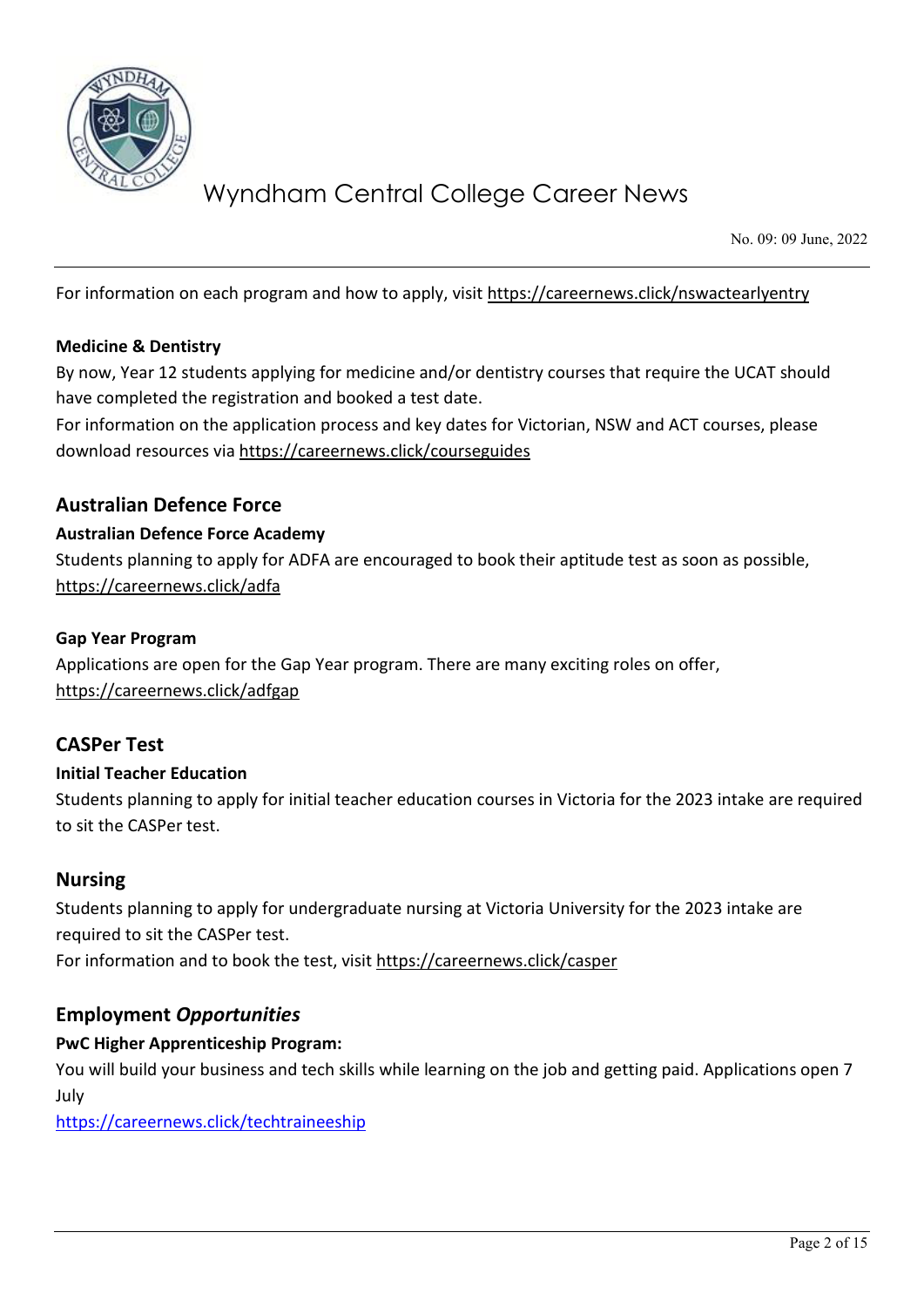For information on each program and how to apply, visit https://careernews.click/nswactearlyentry

**Medicine & Dentistry**

By now, Year 12 students applying for medicine and/or dentistry courses that require the UCAT should have completed the registration and booked a test date.

For information on the application process and key dates for Victorian, NSW and ACT courses, please download resources via https://careernews.click/courseguides

## Australian Defence Force

**Australian Defence Force Academy**

Students planning to apply for ADFA are encouraged to book their aptitude test as soon as possible, https://careernews.click/adfa

**Gap Year Program**

Applications are open for the Gap Year program. There are many exciting roles on offer, https://careernews.click/adfgap

## CASPer Test

**Initial Teacher Education**

Students planning to apply for initial teacher education courses in Victoria for the 2023 intake are required to sit the CASPer test.

## Nursing

Students planning to apply for undergraduate nursing at Victoria University for the 2023 intake are required to sit the CASPer test.

For information and to book the test, visit https://careernews.click/casper

## Employment *Opportunities*

**PwC Higher Apprenticeship Program:**

You will build your business and tech skills while learning on the job and getting paid. Applications open 7 July

https://careernews.click/techtraineeship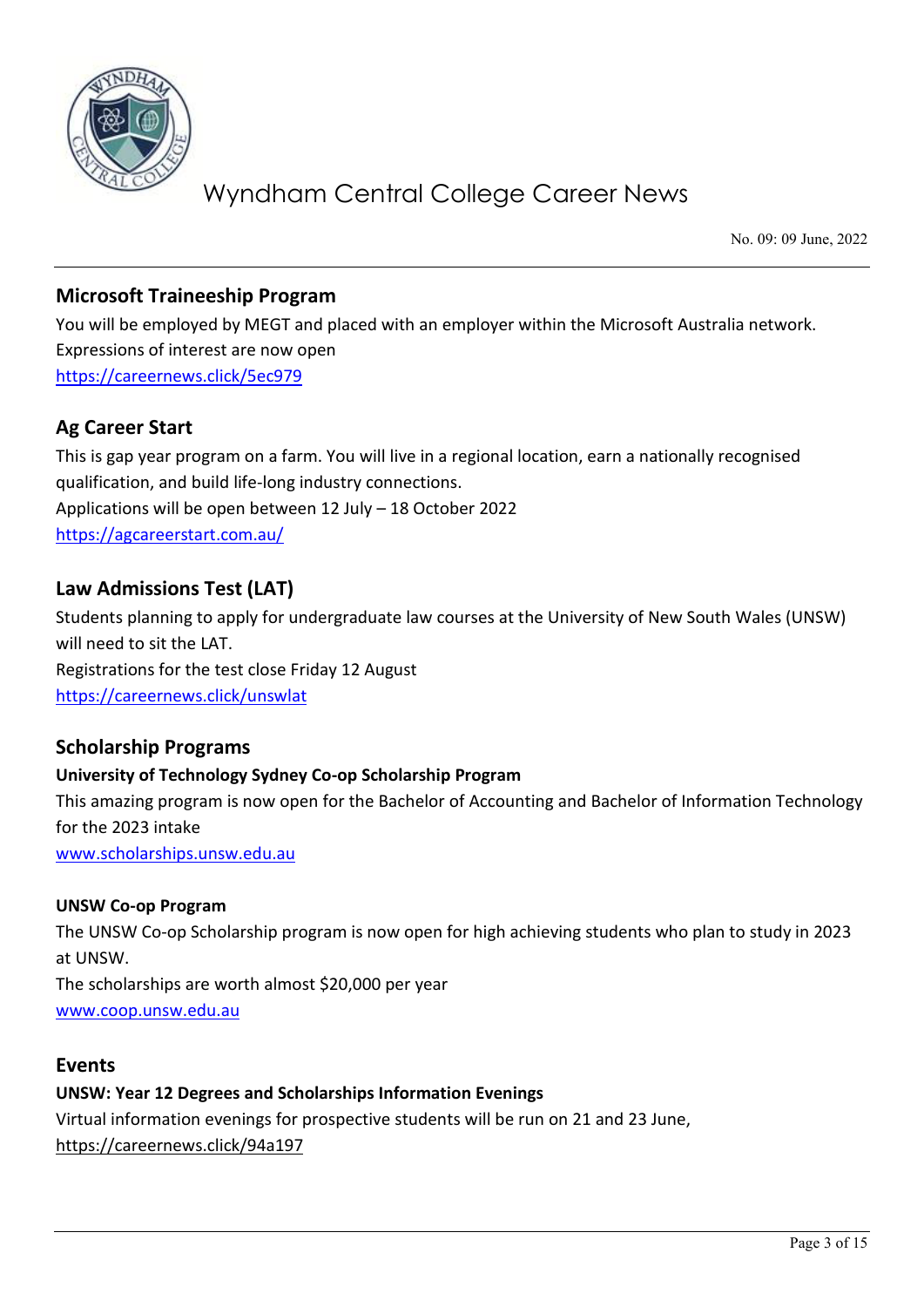## Microsoft Traineeship Program

You will be employed by MEGT and placed with an employer within the Microsoft Australia network.
Expressions of interest are now open
https://careernews.click/5ec979

## Ag Career Start

This is gap year program on a farm. You will live in a regional location, earn a nationally recognised qualification, and build life-long industry connections.
Applications will be open between 12 July – 18 October 2022
https://agcareerstart.com.au/

## Law Admissions Test (LAT)

Students planning to apply for undergraduate law courses at the University of New South Wales (UNSW) will need to sit the LAT.
Registrations for the test close Friday 12 August
https://careernews.click/unswlat

## Scholarship Programs

### University of Technology Sydney Co-op Scholarship Program

This amazing program is now open for the Bachelor of Accounting and Bachelor of Information Technology for the 2023 intake
www.scholarships.unsw.edu.au

### UNSW Co-op Program

The UNSW Co-op Scholarship program is now open for high achieving students who plan to study in 2023 at UNSW.
The scholarships are worth almost $20,000 per year
www.coop.unsw.edu.au

## Events

### UNSW: Year 12 Degrees and Scholarships Information Evenings

Virtual information evenings for prospective students will be run on 21 and 23 June,
https://careernews.click/94a197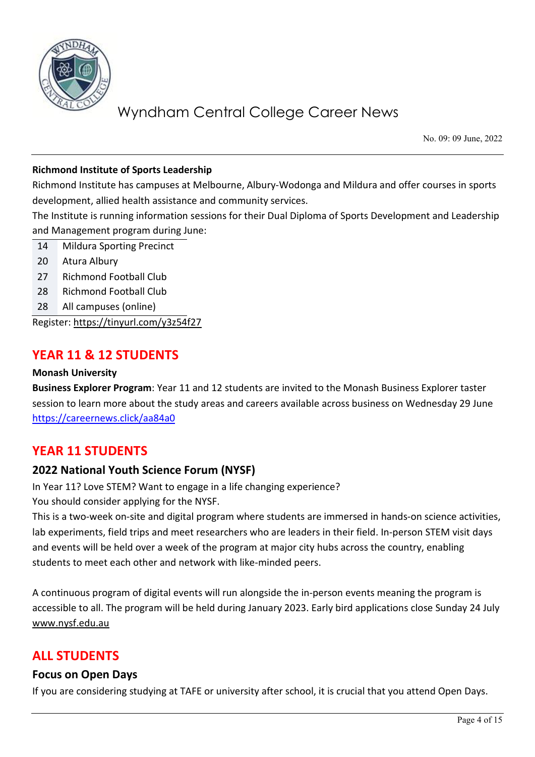**Richmond Institute of Sports Leadership**

Richmond Institute has campuses at Melbourne, Albury-Wodonga and Mildura and offer courses in sports development, allied health assistance and community services.

The Institute is running information sessions for their Dual Diploma of Sports Development and Leadership and Management program during June:

| | |
|---|---|
| 14 | Mildura Sporting Precinct |
| 20 | Atura Albury |
| 27 | Richmond Football Club |
| 28 | Richmond Football Club |
| 28 | All campuses (online) |

Register: https://tinyurl.com/y3z54f27

## YEAR 11 & 12 STUDENTS

**Monash University**

**Business Explorer Program**: Year 11 and 12 students are invited to the Monash Business Explorer taster session to learn more about the study areas and careers available across business on Wednesday 29 June https://careernews.click/aa84a0

## YEAR 11 STUDENTS

### 2022 National Youth Science Forum (NYSF)

In Year 11? Love STEM? Want to engage in a life changing experience?

You should consider applying for the NYSF.

This is a two-week on-site and digital program where students are immersed in hands-on science activities, lab experiments, field trips and meet researchers who are leaders in their field. In-person STEM visit days and events will be held over a week of the program at major city hubs across the country, enabling students to meet each other and network with like-minded peers.

A continuous program of digital events will run alongside the in-person events meaning the program is accessible to all. The program will be held during January 2023. Early bird applications close Sunday 24 July www.nysf.edu.au

## ALL STUDENTS

### Focus on Open Days

If you are considering studying at TAFE or university after school, it is crucial that you attend Open Days.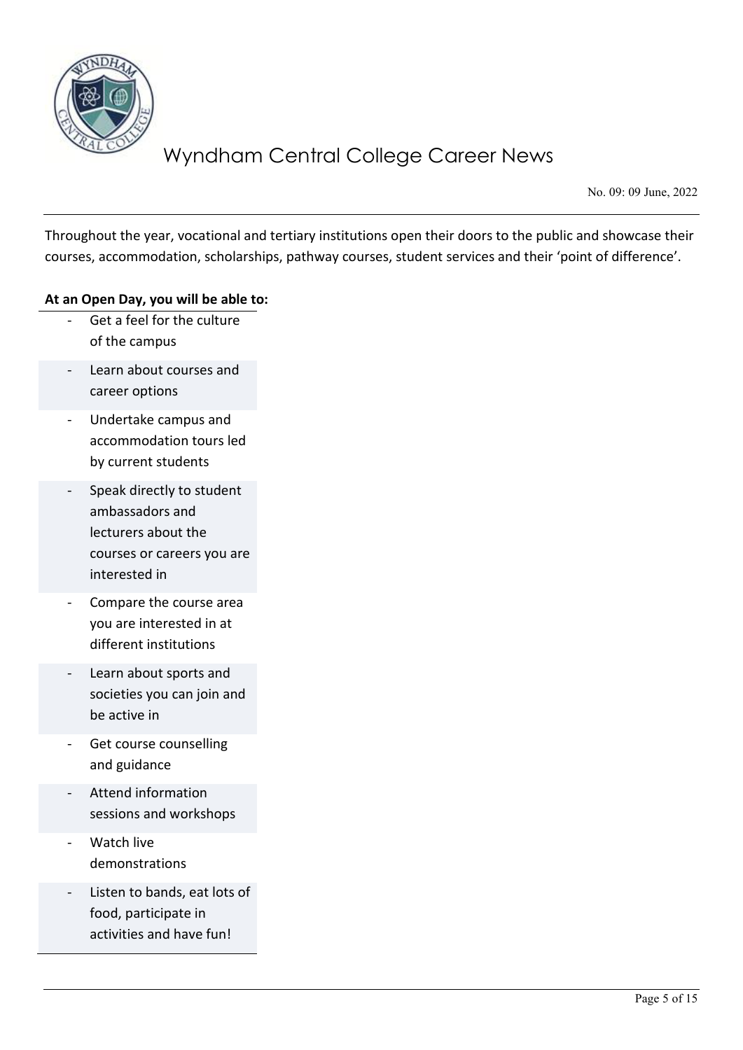Throughout the year, vocational and tertiary institutions open their doors to the public and showcase their courses, accommodation, scholarships, pathway courses, student services and their 'point of difference'.

**At an Open Day, you will be able to:**

- Get a feel for the culture of the campus
- Learn about courses and career options
- Undertake campus and accommodation tours led by current students
- Speak directly to student ambassadors and lecturers about the courses or careers you are interested in
- Compare the course area you are interested in at different institutions
- Learn about sports and societies you can join and be active in
- Get course counselling and guidance
- Attend information sessions and workshops
- Watch live demonstrations
- Listen to bands, eat lots of food, participate in activities and have fun!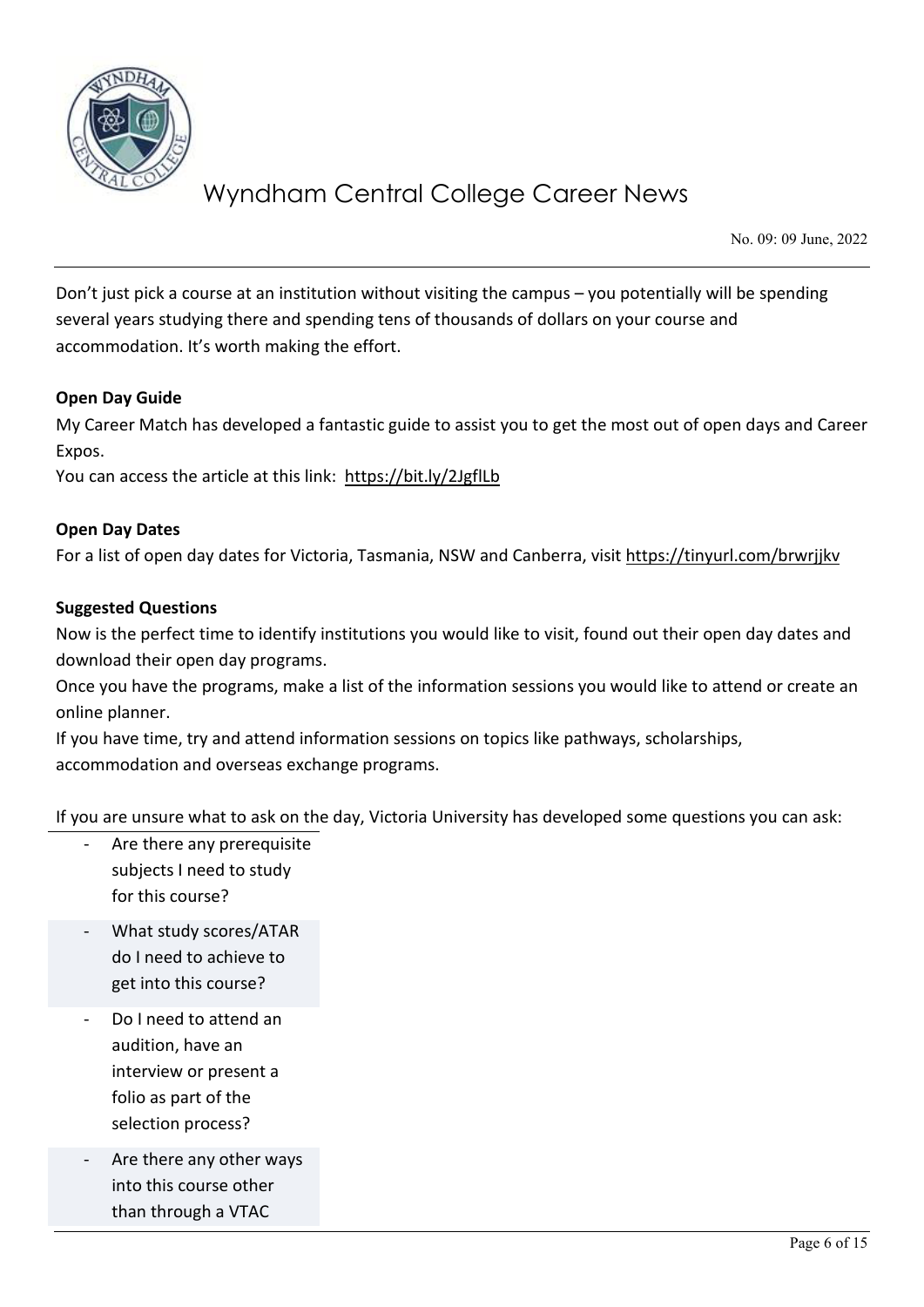Don't just pick a course at an institution without visiting the campus – you potentially will be spending several years studying there and spending tens of thousands of dollars on your course and accommodation. It's worth making the effort.

**Open Day Guide**

My Career Match has developed a fantastic guide to assist you to get the most out of open days and Career Expos.

You can access the article at this link: https://bit.ly/2JgflLb

**Open Day Dates**

For a list of open day dates for Victoria, Tasmania, NSW and Canberra, visit https://tinyurl.com/brwrjjkv

**Suggested Questions**

Now is the perfect time to identify institutions you would like to visit, found out their open day dates and download their open day programs.

Once you have the programs, make a list of the information sessions you would like to attend or create an online planner.

If you have time, try and attend information sessions on topics like pathways, scholarships, accommodation and overseas exchange programs.

If you are unsure what to ask on the day, Victoria University has developed some questions you can ask:

- Are there any prerequisite subjects I need to study for this course?
- What study scores/ATAR do I need to achieve to get into this course?
- Do I need to attend an audition, have an interview or present a folio as part of the selection process?
- Are there any other ways into this course other than through a VTAC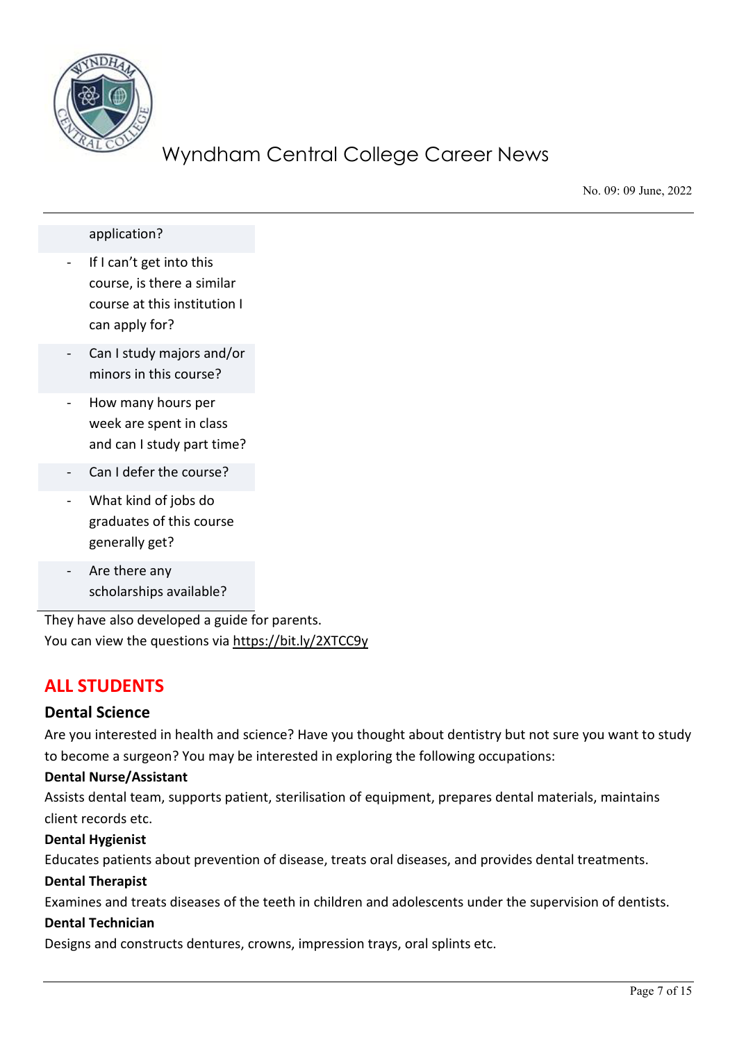application?

- If I can't get into this course, is there a similar course at this institution I can apply for?
- Can I study majors and/or minors in this course?
- How many hours per week are spent in class and can I study part time?
- Can I defer the course?
- What kind of jobs do graduates of this course generally get?
- Are there any scholarships available?

They have also developed a guide for parents.
You can view the questions via https://bit.ly/2XTCC9y

## ALL STUDENTS

### Dental Science

Are you interested in health and science? Have you thought about dentistry but not sure you want to study to become a surgeon? You may be interested in exploring the following occupations:

**Dental Nurse/Assistant**
Assists dental team, supports patient, sterilisation of equipment, prepares dental materials, maintains client records etc.

**Dental Hygienist**
Educates patients about prevention of disease, treats oral diseases, and provides dental treatments.

**Dental Therapist**
Examines and treats diseases of the teeth in children and adolescents under the supervision of dentists.

**Dental Technician**
Designs and constructs dentures, crowns, impression trays, oral splints etc.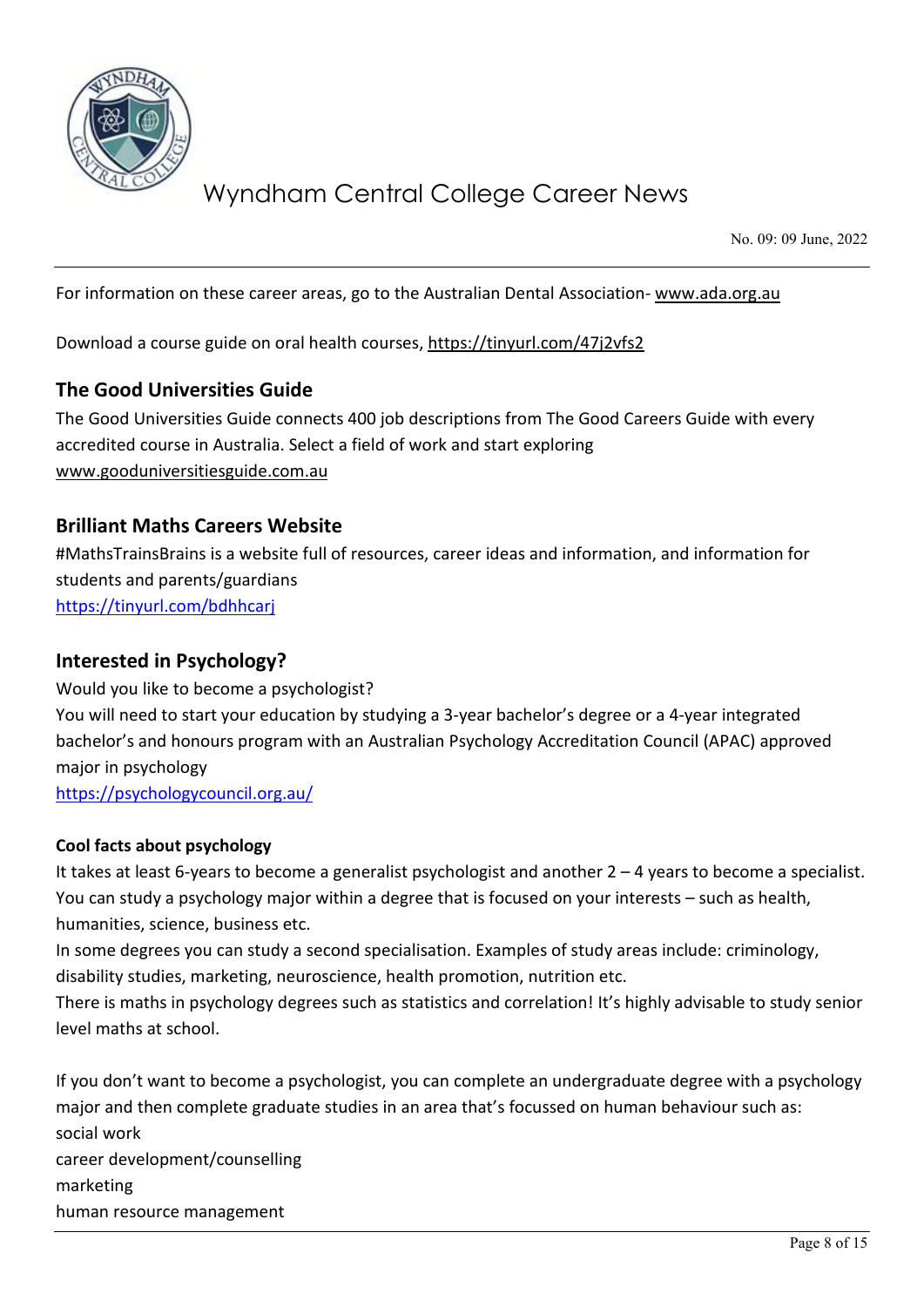For information on these career areas, go to the Australian Dental Association- www.ada.org.au

Download a course guide on oral health courses, https://tinyurl.com/47j2vfs2

## The Good Universities Guide

The Good Universities Guide connects 400 job descriptions from The Good Careers Guide with every accredited course in Australia. Select a field of work and start exploring www.gooduniversitiesguide.com.au

## Brilliant Maths Careers Website

#MathsTrainsBrains is a website full of resources, career ideas and information, and information for students and parents/guardians
https://tinyurl.com/bdhhcarj

## Interested in Psychology?

Would you like to become a psychologist?
You will need to start your education by studying a 3-year bachelor's degree or a 4-year integrated bachelor's and honours program with an Australian Psychology Accreditation Council (APAC) approved major in psychology
https://psychologycouncil.org.au/

**Cool facts about psychology**

It takes at least 6-years to become a generalist psychologist and another 2 – 4 years to become a specialist.
You can study a psychology major within a degree that is focused on your interests – such as health, humanities, science, business etc.
In some degrees you can study a second specialisation. Examples of study areas include: criminology, disability studies, marketing, neuroscience, health promotion, nutrition etc.
There is maths in psychology degrees such as statistics and correlation! It's highly advisable to study senior level maths at school.

If you don't want to become a psychologist, you can complete an undergraduate degree with a psychology major and then complete graduate studies in an area that's focussed on human behaviour such as:
social work
career development/counselling
marketing
human resource management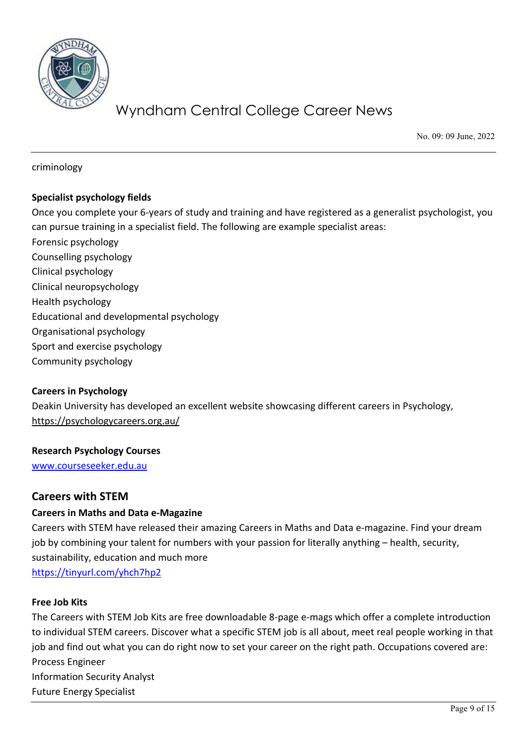criminology

**Specialist psychology fields**

Once you complete your 6-years of study and training and have registered as a generalist psychologist, you can pursue training in a specialist field. The following are example specialist areas:

Forensic psychology
Counselling psychology
Clinical psychology
Clinical neuropsychology
Health psychology
Educational and developmental psychology
Organisational psychology
Sport and exercise psychology
Community psychology

**Careers in Psychology**

Deakin University has developed an excellent website showcasing different careers in Psychology, https://psychologycareers.org.au/

**Research Psychology Courses**

www.courseseeker.edu.au

## Careers with STEM

**Careers in Maths and Data e-Magazine**

Careers with STEM have released their amazing Careers in Maths and Data e-magazine. Find your dream job by combining your talent for numbers with your passion for literally anything – health, security, sustainability, education and much more

https://tinyurl.com/yhch7hp2

**Free Job Kits**

The Careers with STEM Job Kits are free downloadable 8-page e-mags which offer a complete introduction to individual STEM careers. Discover what a specific STEM job is all about, meet real people working in that job and find out what you can do right now to set your career on the right path. Occupations covered are:

Process Engineer
Information Security Analyst
Future Energy Specialist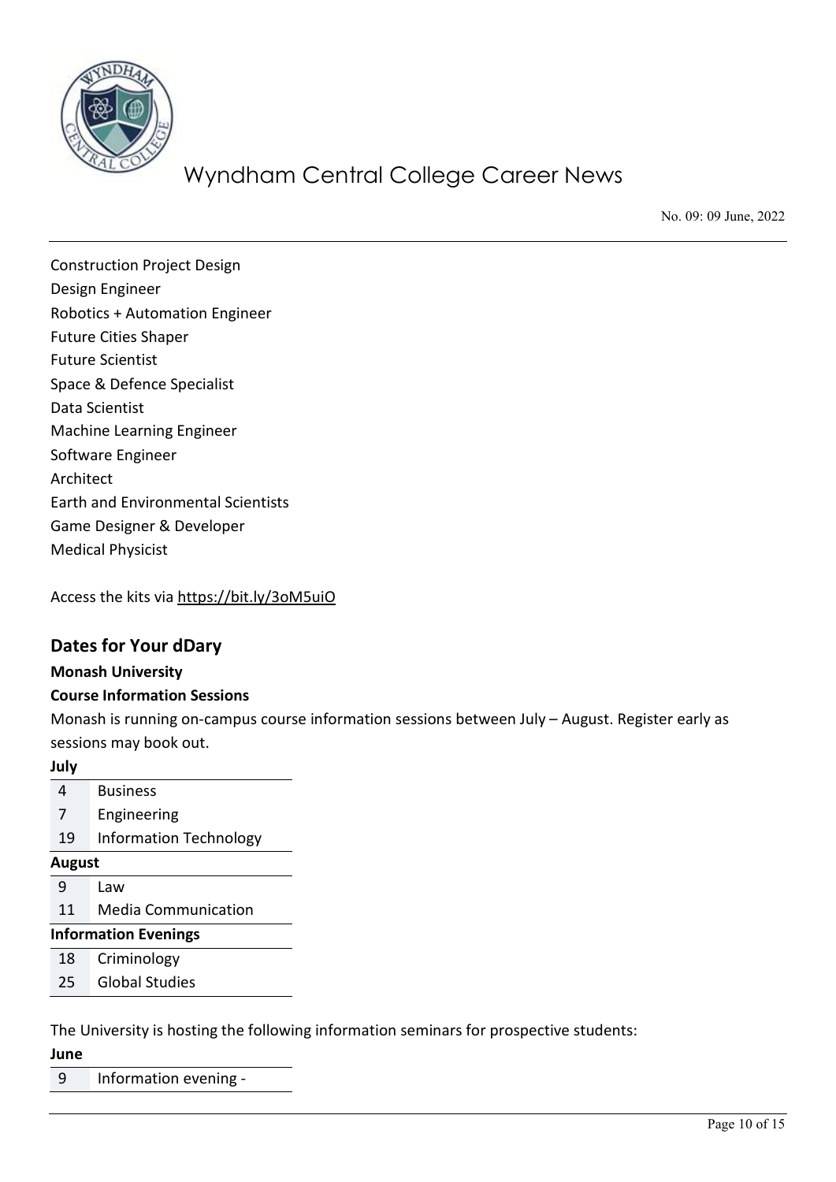Construction Project Design
Design Engineer
Robotics + Automation Engineer
Future Cities Shaper
Future Scientist
Space & Defence Specialist
Data Scientist
Machine Learning Engineer
Software Engineer
Architect
Earth and Environmental Scientists
Game Designer & Developer
Medical Physicist

Access the kits via https://bit.ly/3oM5uiO

## Dates for Your dDary

**Monash University**

**Course Information Sessions**

Monash is running on-campus course information sessions between July – August. Register early as sessions may book out.

| **July** | |
|---|---|
| 4 | Business |
| 7 | Engineering |
| 19 | Information Technology |
| **August** | |
| 9 | Law |
| 11 | Media Communication |
| **Information Evenings** | |
| 18 | Criminology |
| 25 | Global Studies |

The University is hosting the following information seminars for prospective students:

| **June** | |
|---|---|
| 9 | Information evening - |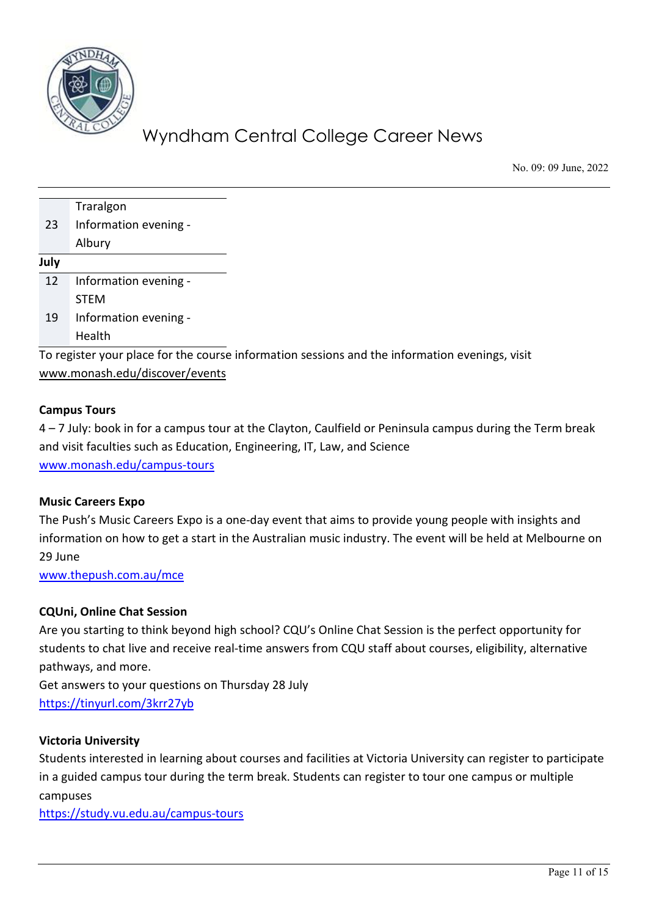| | |
|---|---|
| | Traralgon |
| 23 | Information evening - Albury |
| **July** | |
| 12 | Information evening - STEM |
| 19 | Information evening - Health |

To register your place for the course information sessions and the information evenings, visit www.monash.edu/discover/events

**Campus Tours**

4 – 7 July: book in for a campus tour at the Clayton, Caulfield or Peninsula campus during the Term break and visit faculties such as Education, Engineering, IT, Law, and Science
www.monash.edu/campus-tours

**Music Careers Expo**

The Push's Music Careers Expo is a one-day event that aims to provide young people with insights and information on how to get a start in the Australian music industry. The event will be held at Melbourne on 29 June
www.thepush.com.au/mce

**CQUni, Online Chat Session**

Are you starting to think beyond high school? CQU's Online Chat Session is the perfect opportunity for students to chat live and receive real-time answers from CQU staff about courses, eligibility, alternative pathways, and more.
Get answers to your questions on Thursday 28 July
https://tinyurl.com/3krr27yb

**Victoria University**

Students interested in learning about courses and facilities at Victoria University can register to participate in a guided campus tour during the term break. Students can register to tour one campus or multiple campuses
https://study.vu.edu.au/campus-tours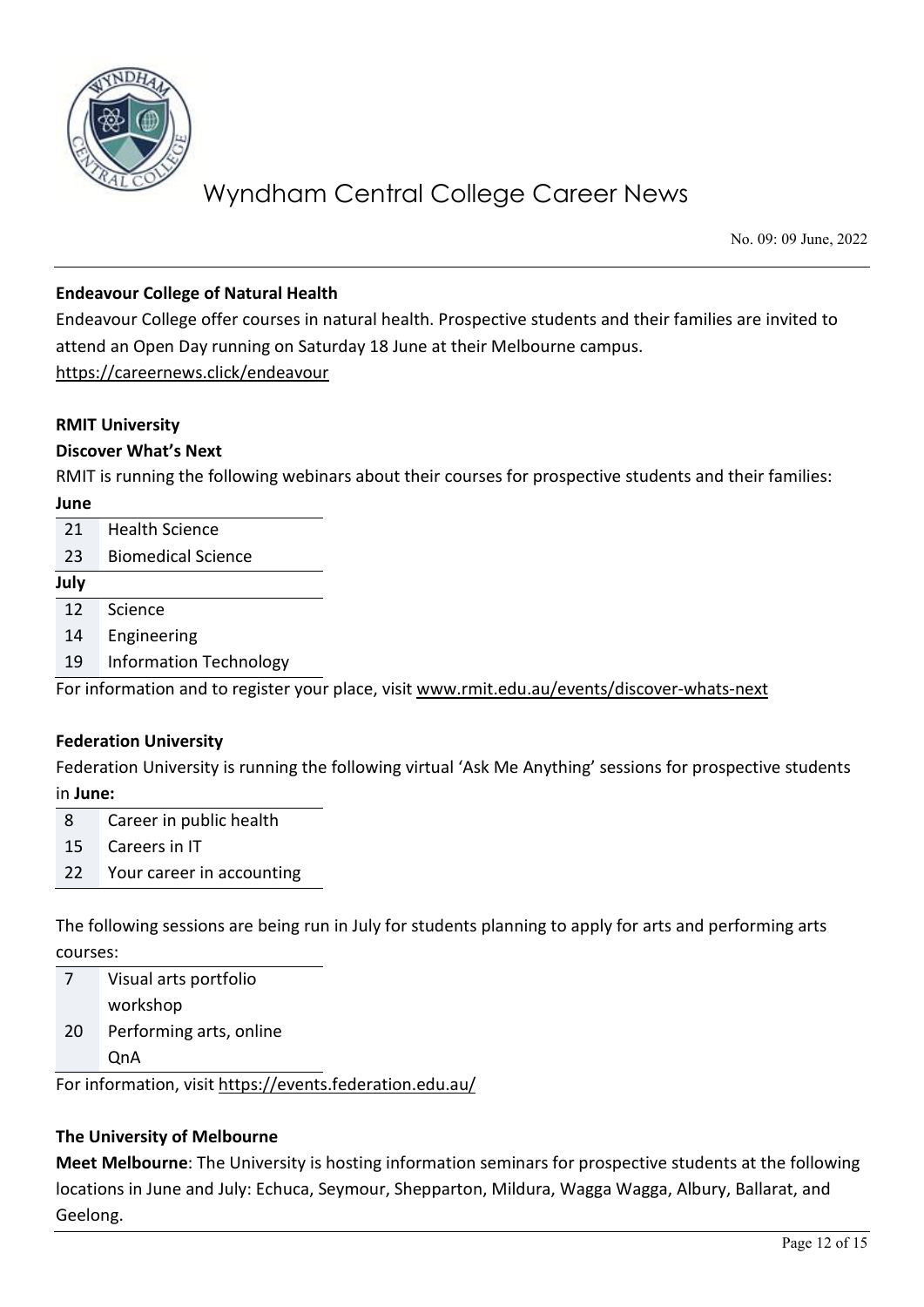**Endeavour College of Natural Health**

Endeavour College offer courses in natural health. Prospective students and their families are invited to attend an Open Day running on Saturday 18 June at their Melbourne campus.
https://careernews.click/endeavour

**RMIT University**

**Discover What's Next**

RMIT is running the following webinars about their courses for prospective students and their families:

| **June** | |
|---|---|
| 21 | Health Science |
| 23 | Biomedical Science |
| **July** | |
| 12 | Science |
| 14 | Engineering |
| 19 | Information Technology |

For information and to register your place, visit www.rmit.edu.au/events/discover-whats-next

**Federation University**

Federation University is running the following virtual 'Ask Me Anything' sessions for prospective students in **June:**

| | |
|---|---|
| 8 | Career in public health |
| 15 | Careers in IT |
| 22 | Your career in accounting |

The following sessions are being run in July for students planning to apply for arts and performing arts courses:

| | |
|---|---|
| 7 | Visual arts portfolio workshop |
| 20 | Performing arts, online QnA |

For information, visit https://events.federation.edu.au/

**The University of Melbourne**

**Meet Melbourne**: The University is hosting information seminars for prospective students at the following locations in June and July: Echuca, Seymour, Shepparton, Mildura, Wagga Wagga, Albury, Ballarat, and Geelong.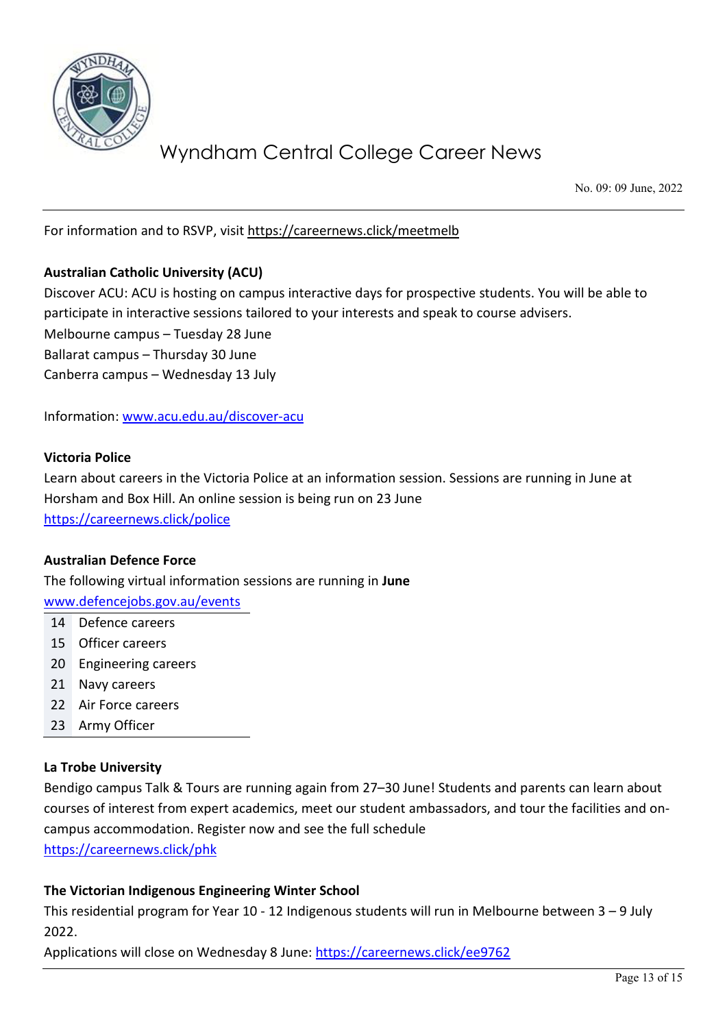For information and to RSVP, visit https://careernews.click/meetmelb

**Australian Catholic University (ACU)**

Discover ACU: ACU is hosting on campus interactive days for prospective students. You will be able to participate in interactive sessions tailored to your interests and speak to course advisers.

Melbourne campus – Tuesday 28 June
Ballarat campus – Thursday 30 June
Canberra campus – Wednesday 13 July

Information: www.acu.edu.au/discover-acu

**Victoria Police**

Learn about careers in the Victoria Police at an information session. Sessions are running in June at Horsham and Box Hill. An online session is being run on 23 June
https://careernews.click/police

**Australian Defence Force**

The following virtual information sessions are running in **June**

www.defencejobs.gov.au/events

| | |
|---|---|
| 14 | Defence careers |
| 15 | Officer careers |
| 20 | Engineering careers |
| 21 | Navy careers |
| 22 | Air Force careers |
| 23 | Army Officer |

**La Trobe University**

Bendigo campus Talk & Tours are running again from 27–30 June! Students and parents can learn about courses of interest from expert academics, meet our student ambassadors, and tour the facilities and on-campus accommodation. Register now and see the full schedule
https://careernews.click/phk

**The Victorian Indigenous Engineering Winter School**

This residential program for Year 10 - 12 Indigenous students will run in Melbourne between 3 – 9 July 2022.

Applications will close on Wednesday 8 June: https://careernews.click/ee9762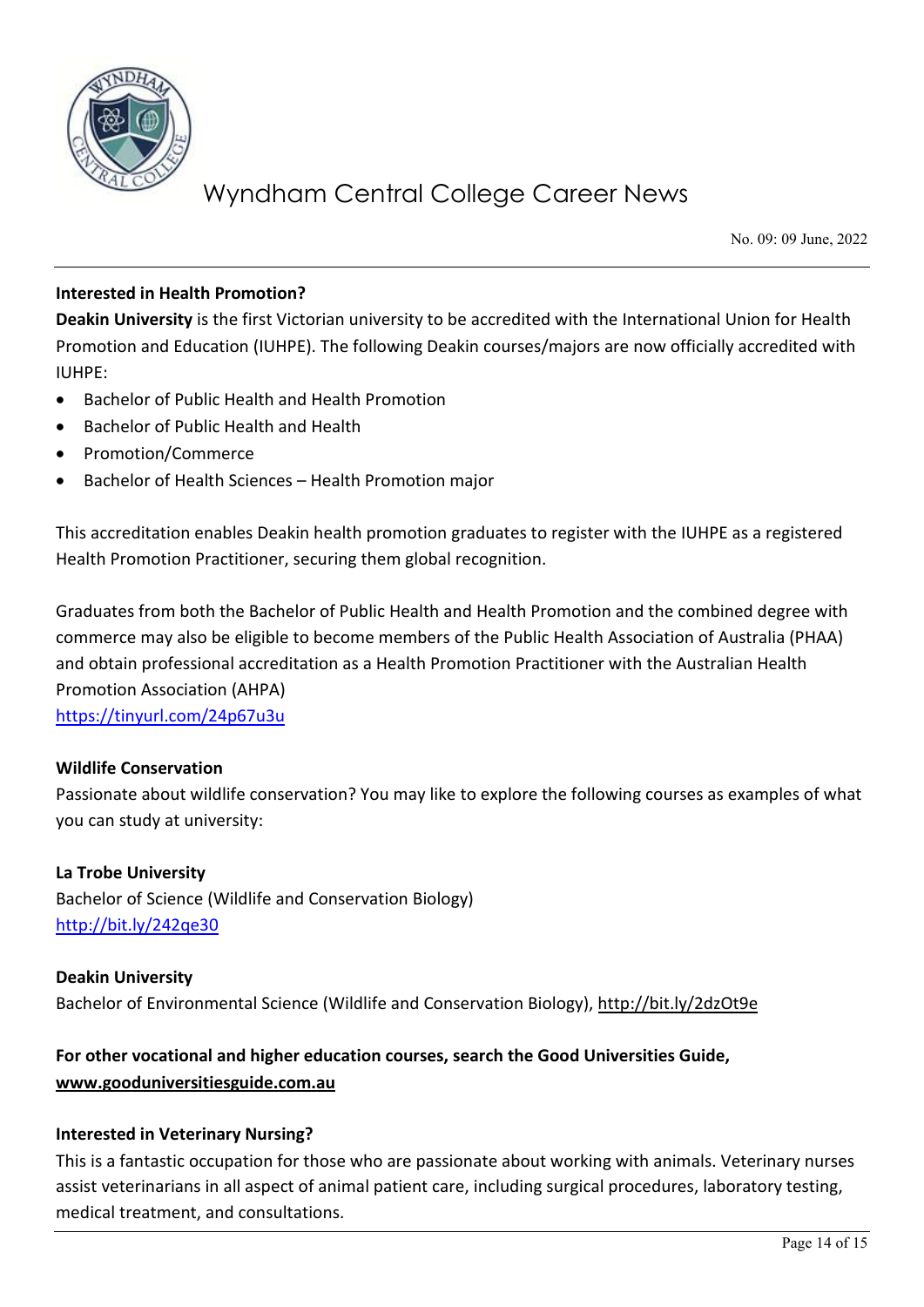**Interested in Health Promotion?**

**Deakin University** is the first Victorian university to be accredited with the International Union for Health Promotion and Education (IUHPE). The following Deakin courses/majors are now officially accredited with IUHPE:

- Bachelor of Public Health and Health Promotion
- Bachelor of Public Health and Health
- Promotion/Commerce
- Bachelor of Health Sciences – Health Promotion major

This accreditation enables Deakin health promotion graduates to register with the IUHPE as a registered Health Promotion Practitioner, securing them global recognition.

Graduates from both the Bachelor of Public Health and Health Promotion and the combined degree with commerce may also be eligible to become members of the Public Health Association of Australia (PHAA) and obtain professional accreditation as a Health Promotion Practitioner with the Australian Health Promotion Association (AHPA)
https://tinyurl.com/24p67u3u

**Wildlife Conservation**

Passionate about wildlife conservation? You may like to explore the following courses as examples of what you can study at university:

**La Trobe University**
Bachelor of Science (Wildlife and Conservation Biology)
http://bit.ly/242qe30

**Deakin University**
Bachelor of Environmental Science (Wildlife and Conservation Biology), http://bit.ly/2dzOt9e

**For other vocational and higher education courses, search the Good Universities Guide, www.gooduniversitiesguide.com.au**

**Interested in Veterinary Nursing?**

This is a fantastic occupation for those who are passionate about working with animals. Veterinary nurses assist veterinarians in all aspect of animal patient care, including surgical procedures, laboratory testing, medical treatment, and consultations.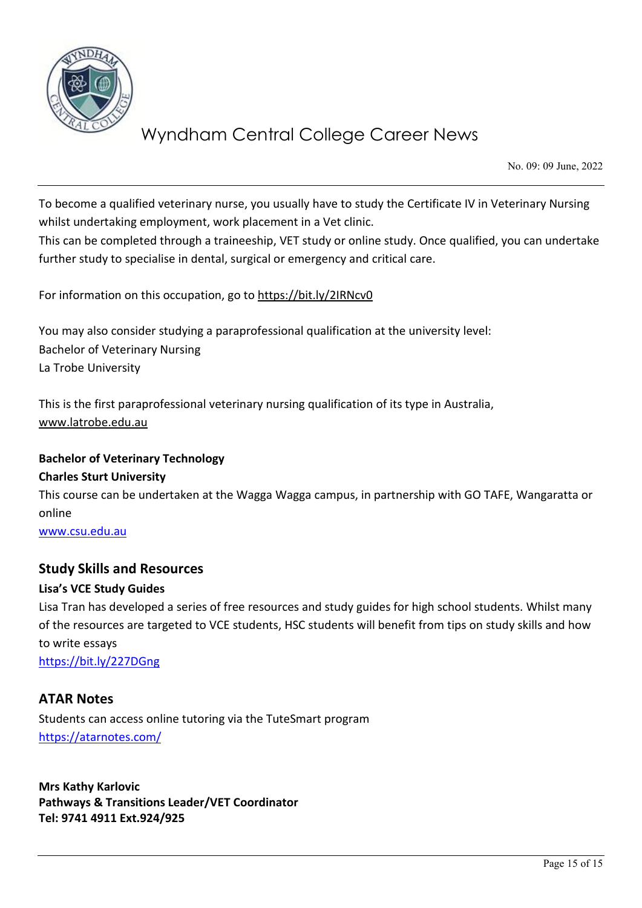To become a qualified veterinary nurse, you usually have to study the Certificate IV in Veterinary Nursing whilst undertaking employment, work placement in a Vet clinic.
This can be completed through a traineeship, VET study or online study. Once qualified, you can undertake further study to specialise in dental, surgical or emergency and critical care.

For information on this occupation, go to https://bit.ly/2IRNcv0

You may also consider studying a paraprofessional qualification at the university level:
Bachelor of Veterinary Nursing
La Trobe University

This is the first paraprofessional veterinary nursing qualification of its type in Australia, www.latrobe.edu.au

**Bachelor of Veterinary Technology**
**Charles Sturt University**
This course can be undertaken at the Wagga Wagga campus, in partnership with GO TAFE, Wangaratta or online
www.csu.edu.au

## Study Skills and Resources

**Lisa's VCE Study Guides**
Lisa Tran has developed a series of free resources and study guides for high school students. Whilst many of the resources are targeted to VCE students, HSC students will benefit from tips on study skills and how to write essays
https://bit.ly/227DGng

## ATAR Notes

Students can access online tutoring via the TuteSmart program
https://atarnotes.com/

**Mrs Kathy Karlovic**
**Pathways & Transitions Leader/VET Coordinator**
**Tel: 9741 4911 Ext.924/925**